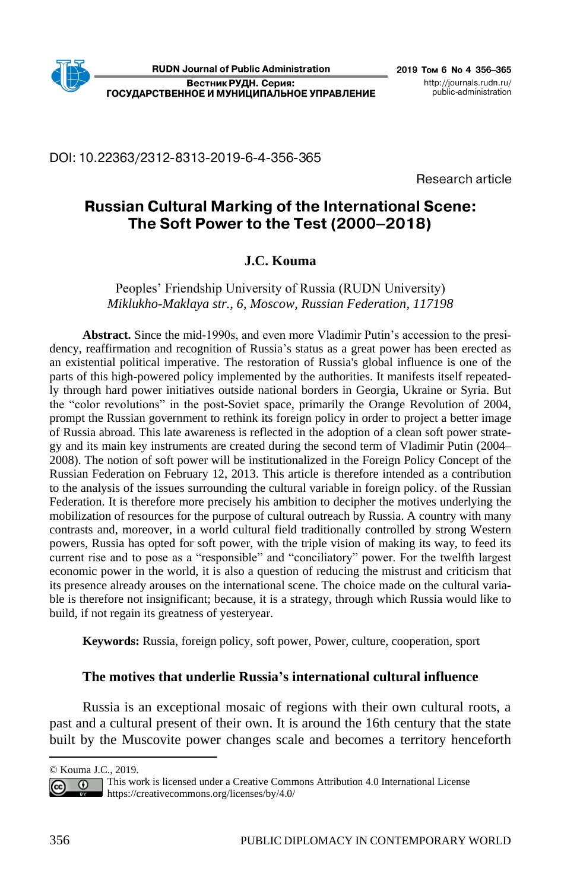DOI: 10.22363/2312-8313-2019-6-4-356-365

Research article

# Russian Cultural Marking of the International Scene: The Soft Power to the Test (2000–2018)

**J.C. Kouma**

Peoples' Friendship University of Russia (RUDN University)
*Miklukho-Maklaya str., 6, Moscow, Russian Federation, 117198*

**Abstract.** Since the mid-1990s, and even more Vladimir Putin's accession to the presidency, reaffirmation and recognition of Russia's status as a great power has been erected as an existential political imperative. The restoration of Russia's global influence is one of the parts of this high-powered policy implemented by the authorities. It manifests itself repeatedly through hard power initiatives outside national borders in Georgia, Ukraine or Syria. But the "color revolutions" in the post-Soviet space, primarily the Orange Revolution of 2004, prompt the Russian government to rethink its foreign policy in order to project a better image of Russia abroad. This late awareness is reflected in the adoption of a clean soft power strategy and its main key instruments are created during the second term of Vladimir Putin (2004–2008). The notion of soft power will be institutionalized in the Foreign Policy Concept of the Russian Federation on February 12, 2013. This article is therefore intended as a contribution to the analysis of the issues surrounding the cultural variable in foreign policy. of the Russian Federation. It is therefore more precisely his ambition to decipher the motives underlying the mobilization of resources for the purpose of cultural outreach by Russia. A country with many contrasts and, moreover, in a world cultural field traditionally controlled by strong Western powers, Russia has opted for soft power, with the triple vision of making its way, to feed its current rise and to pose as a "responsible" and "conciliatory" power. For the twelfth largest economic power in the world, it is also a question of reducing the mistrust and criticism that its presence already arouses on the international scene. The choice made on the cultural variable is therefore not insignificant; because, it is a strategy, through which Russia would like to build, if not regain its greatness of yesteryear.

**Keywords:** Russia, foreign policy, soft power, Power, culture, cooperation, sport

## The motives that underlie Russia's international cultural influence

Russia is an exceptional mosaic of regions with their own cultural roots, a past and a cultural present of their own. It is around the 16th century that the state built by the Muscovite power changes scale and becomes a territory henceforth

© Kouma J.C., 2019.
This work is licensed under a Creative Commons Attribution 4.0 International License
https://creativecommons.org/licenses/by/4.0/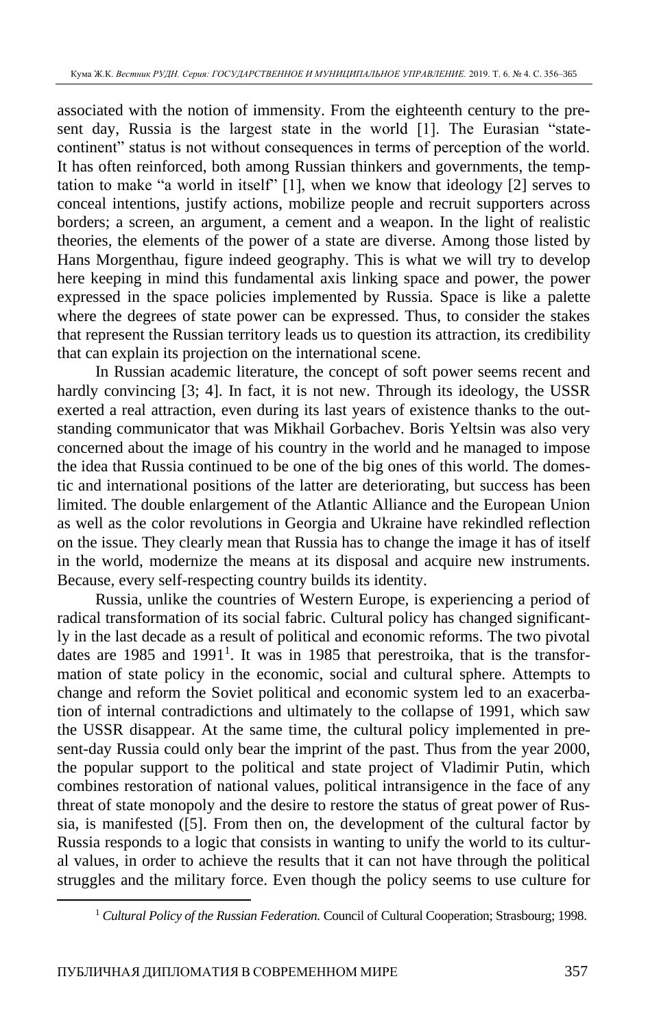associated with the notion of immensity. From the eighteenth century to the present day, Russia is the largest state in the world [1]. The Eurasian "state-continent" status is not without consequences in terms of perception of the world. It has often reinforced, both among Russian thinkers and governments, the temptation to make "a world in itself" [1], when we know that ideology [2] serves to conceal intentions, justify actions, mobilize people and recruit supporters across borders; a screen, an argument, a cement and a weapon. In the light of realistic theories, the elements of the power of a state are diverse. Among those listed by Hans Morgenthau, figure indeed geography. This is what we will try to develop here keeping in mind this fundamental axis linking space and power, the power expressed in the space policies implemented by Russia. Space is like a palette where the degrees of state power can be expressed. Thus, to consider the stakes that represent the Russian territory leads us to question its attraction, its credibility that can explain its projection on the international scene.

In Russian academic literature, the concept of soft power seems recent and hardly convincing [3; 4]. In fact, it is not new. Through its ideology, the USSR exerted a real attraction, even during its last years of existence thanks to the outstanding communicator that was Mikhail Gorbachev. Boris Yeltsin was also very concerned about the image of his country in the world and he managed to impose the idea that Russia continued to be one of the big ones of this world. The domestic and international positions of the latter are deteriorating, but success has been limited. The double enlargement of the Atlantic Alliance and the European Union as well as the color revolutions in Georgia and Ukraine have rekindled reflection on the issue. They clearly mean that Russia has to change the image it has of itself in the world, modernize the means at its disposal and acquire new instruments. Because, every self-respecting country builds its identity.

Russia, unlike the countries of Western Europe, is experiencing a period of radical transformation of its social fabric. Cultural policy has changed significantly in the last decade as a result of political and economic reforms. The two pivotal dates are 1985 and 1991[1]. It was in 1985 that perestroika, that is the transformation of state policy in the economic, social and cultural sphere. Attempts to change and reform the Soviet political and economic system led to an exacerbation of internal contradictions and ultimately to the collapse of 1991, which saw the USSR disappear. At the same time, the cultural policy implemented in present-day Russia could only bear the imprint of the past. Thus from the year 2000, the popular support to the political and state project of Vladimir Putin, which combines restoration of national values, political intransigence in the face of any threat of state monopoly and the desire to restore the status of great power of Russia, is manifested ([5]. From then on, the development of the cultural factor by Russia responds to a logic that consists in wanting to unify the world to its cultural values, in order to achieve the results that it can not have through the political struggles and the military force. Even though the policy seems to use culture for

---

[1] *Cultural Policy of the Russian Federation.* Council of Cultural Cooperation; Strasbourg; 1998.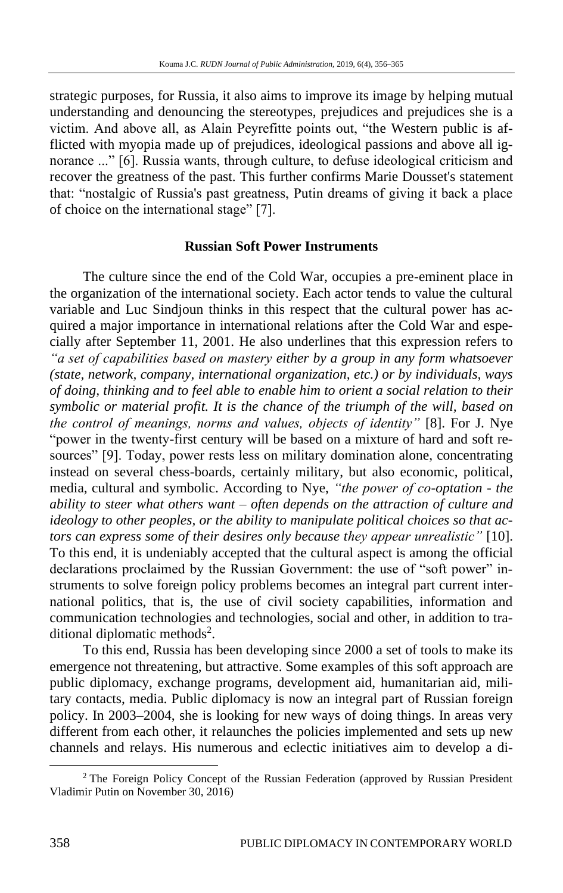strategic purposes, for Russia, it also aims to improve its image by helping mutual understanding and denouncing the stereotypes, prejudices and prejudices she is a victim. And above all, as Alain Peyrefitte points out, "the Western public is afflicted with myopia made up of prejudices, ideological passions and above all ignorance ..." [6]. Russia wants, through culture, to defuse ideological criticism and recover the greatness of the past. This further confirms Marie Dousset's statement that: "nostalgic of Russia's past greatness, Putin dreams of giving it back a place of choice on the international stage" [7].

## Russian Soft Power Instruments

The culture since the end of the Cold War, occupies a pre-eminent place in the organization of the international society. Each actor tends to value the cultural variable and Luc Sindjoun thinks in this respect that the cultural power has acquired a major importance in international relations after the Cold War and especially after September 11, 2001. He also underlines that this expression refers to *"a set of capabilities based on mastery* ***either by a group in any form whatsoever (state, network, company, international organization, etc.) or by individuals, ways of doing, thinking and to feel able to enable him to orient a social relation to their symbolic or material profit. It is the chance of the triumph of the will, based on*** *the control of meanings, norms and values, objects of identity"* [8]. For J. Nye "power in the twenty-first century will be based on a mixture of hard and soft resources" [9]. Today, power rests less on military domination alone, concentrating instead on several chess-boards, certainly military, but also economic, political, media, cultural and symbolic. According to Nye, *"the power of co-optation - the ability to steer what others want – often depends on the attraction of culture and ideology to other peoples, or the ability to manipulate political choices so that actors can express some of their desires only because they appear unrealistic"* [10]. To this end, it is undeniably accepted that the cultural aspect is among the official declarations proclaimed by the Russian Government: the use of "soft power" instruments to solve foreign policy problems becomes an integral part current international politics, that is, the use of civil society capabilities, information and communication technologies and technologies, social and other, in addition to traditional diplomatic methods[2].

To this end, Russia has been developing since 2000 a set of tools to make its emergence not threatening, but attractive. Some examples of this soft approach are public diplomacy, exchange programs, development aid, humanitarian aid, military contacts, media. Public diplomacy is now an integral part of Russian foreign policy. In 2003–2004, she is looking for new ways of doing things. In areas very different from each other, it relaunches the policies implemented and sets up new channels and relays. His numerous and eclectic initiatives aim to develop a di-

[2] The Foreign Policy Concept of the Russian Federation (approved by Russian President Vladimir Putin on November 30, 2016)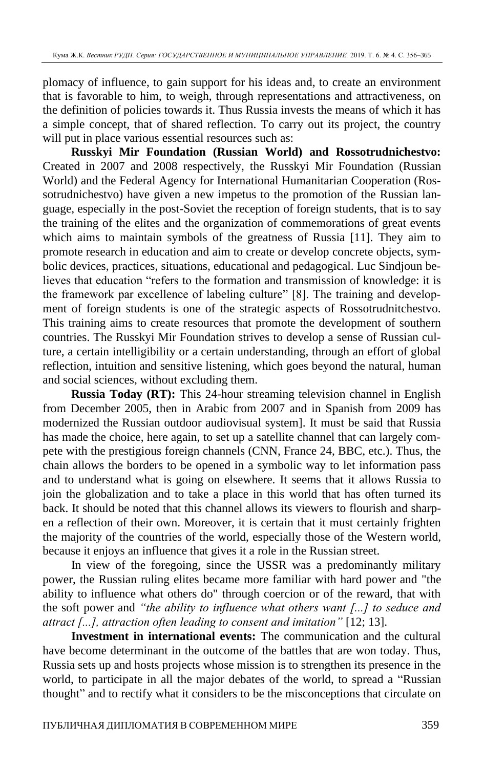plomacy of influence, to gain support for his ideas and, to create an environment that is favorable to him, to weigh, through representations and attractiveness, on the definition of policies towards it. Thus Russia invests the means of which it has a simple concept, that of shared reflection. To carry out its project, the country will put in place various essential resources such as:

**Russkyi Mir Foundation (Russian World) and Rossotrudnichestvo:** Created in 2007 and 2008 respectively, the Russkyi Mir Foundation (Russian World) and the Federal Agency for International Humanitarian Cooperation (Rossotrudnichestvo) have given a new impetus to the promotion of the Russian language, especially in the post-Soviet the reception of foreign students, that is to say the training of the elites and the organization of commemorations of great events which aims to maintain symbols of the greatness of Russia [11]. They aim to promote research in education and aim to create or develop concrete objects, symbolic devices, practices, situations, educational and pedagogical. Luc Sindjoun believes that education "refers to the formation and transmission of knowledge: it is the framework par excellence of labeling culture" [8]. The training and development of foreign students is one of the strategic aspects of Rossotrudnitchestvo. This training aims to create resources that promote the development of southern countries. The Russkyi Mir Foundation strives to develop a sense of Russian culture, a certain intelligibility or a certain understanding, through an effort of global reflection, intuition and sensitive listening, which goes beyond the natural, human and social sciences, without excluding them.

**Russia Today (RT):** This 24-hour streaming television channel in English from December 2005, then in Arabic from 2007 and in Spanish from 2009 has modernized the Russian outdoor audiovisual system]. It must be said that Russia has made the choice, here again, to set up a satellite channel that can largely compete with the prestigious foreign channels (CNN, France 24, BBC, etc.). Thus, the chain allows the borders to be opened in a symbolic way to let information pass and to understand what is going on elsewhere. It seems that it allows Russia to join the globalization and to take a place in this world that has often turned its back. It should be noted that this channel allows its viewers to flourish and sharpen a reflection of their own. Moreover, it is certain that it must certainly frighten the majority of the countries of the world, especially those of the Western world, because it enjoys an influence that gives it a role in the Russian street.

In view of the foregoing, since the USSR was a predominantly military power, the Russian ruling elites became more familiar with hard power and "the ability to influence what others do" through coercion or of the reward, that with the soft power and *"the ability to influence what others want [...] to seduce and attract [...], attraction often leading to consent and imitation"* [12; 13].

**Investment in international events:** The communication and the cultural have become determinant in the outcome of the battles that are won today. Thus, Russia sets up and hosts projects whose mission is to strengthen its presence in the world, to participate in all the major debates of the world, to spread a "Russian thought" and to rectify what it considers to be the misconceptions that circulate on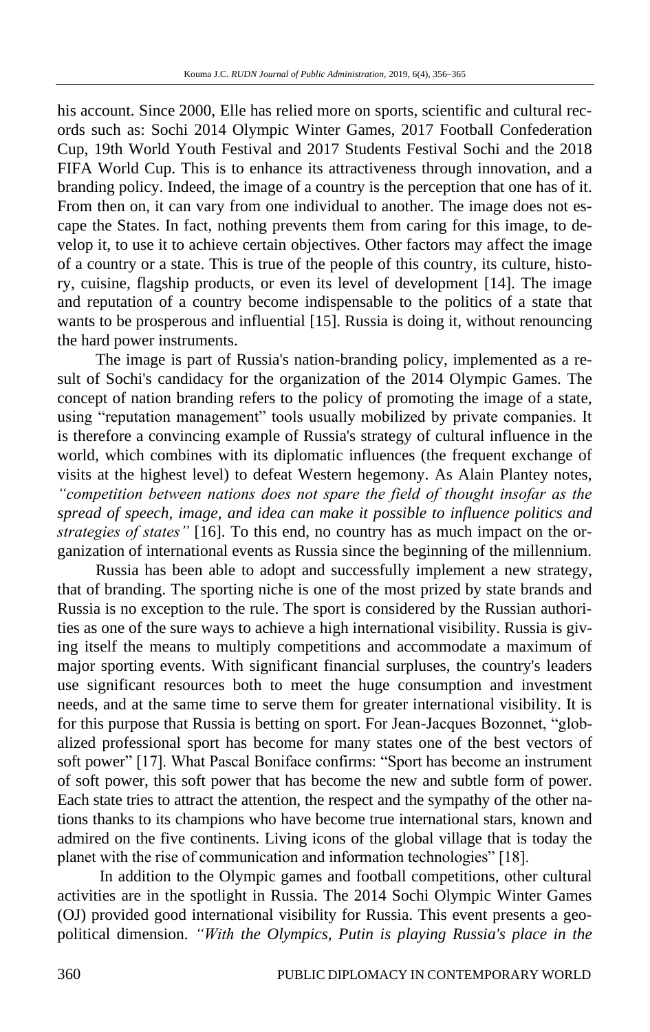his account. Since 2000, Elle has relied more on sports, scientific and cultural records such as: Sochi 2014 Olympic Winter Games, 2017 Football Confederation Cup, 19th World Youth Festival and 2017 Students Festival Sochi and the 2018 FIFA World Cup. This is to enhance its attractiveness through innovation, and a branding policy. Indeed, the image of a country is the perception that one has of it. From then on, it can vary from one individual to another. The image does not escape the States. In fact, nothing prevents them from caring for this image, to develop it, to use it to achieve certain objectives. Other factors may affect the image of a country or a state. This is true of the people of this country, its culture, history, cuisine, flagship products, or even its level of development [14]. The image and reputation of a country become indispensable to the politics of a state that wants to be prosperous and influential [15]. Russia is doing it, without renouncing the hard power instruments.

The image is part of Russia's nation-branding policy, implemented as a result of Sochi's candidacy for the organization of the 2014 Olympic Games. The concept of nation branding refers to the policy of promoting the image of a state, using "reputation management" tools usually mobilized by private companies. It is therefore a convincing example of Russia's strategy of cultural influence in the world, which combines with its diplomatic influences (the frequent exchange of visits at the highest level) to defeat Western hegemony. As Alain Plantey notes, *"competition between nations does not spare the field of thought insofar as the spread of speech, image, and idea can make it possible to influence politics and strategies of states"* [16]. To this end, no country has as much impact on the organization of international events as Russia since the beginning of the millennium.

Russia has been able to adopt and successfully implement a new strategy, that of branding. The sporting niche is one of the most prized by state brands and Russia is no exception to the rule. The sport is considered by the Russian authorities as one of the sure ways to achieve a high international visibility. Russia is giving itself the means to multiply competitions and accommodate a maximum of major sporting events. With significant financial surpluses, the country's leaders use significant resources both to meet the huge consumption and investment needs, and at the same time to serve them for greater international visibility. It is for this purpose that Russia is betting on sport. For Jean-Jacques Bozonnet, "globalized professional sport has become for many states one of the best vectors of soft power" [17]. What Pascal Boniface confirms: "Sport has become an instrument of soft power, this soft power that has become the new and subtle form of power. Each state tries to attract the attention, the respect and the sympathy of the other nations thanks to its champions who have become true international stars, known and admired on the five continents. Living icons of the global village that is today the planet with the rise of communication and information technologies" [18].

In addition to the Olympic games and football competitions, other cultural activities are in the spotlight in Russia. The 2014 Sochi Olympic Winter Games (OJ) provided good international visibility for Russia. This event presents a geopolitical dimension. *"With the Olympics, Putin is playing Russia's place in the*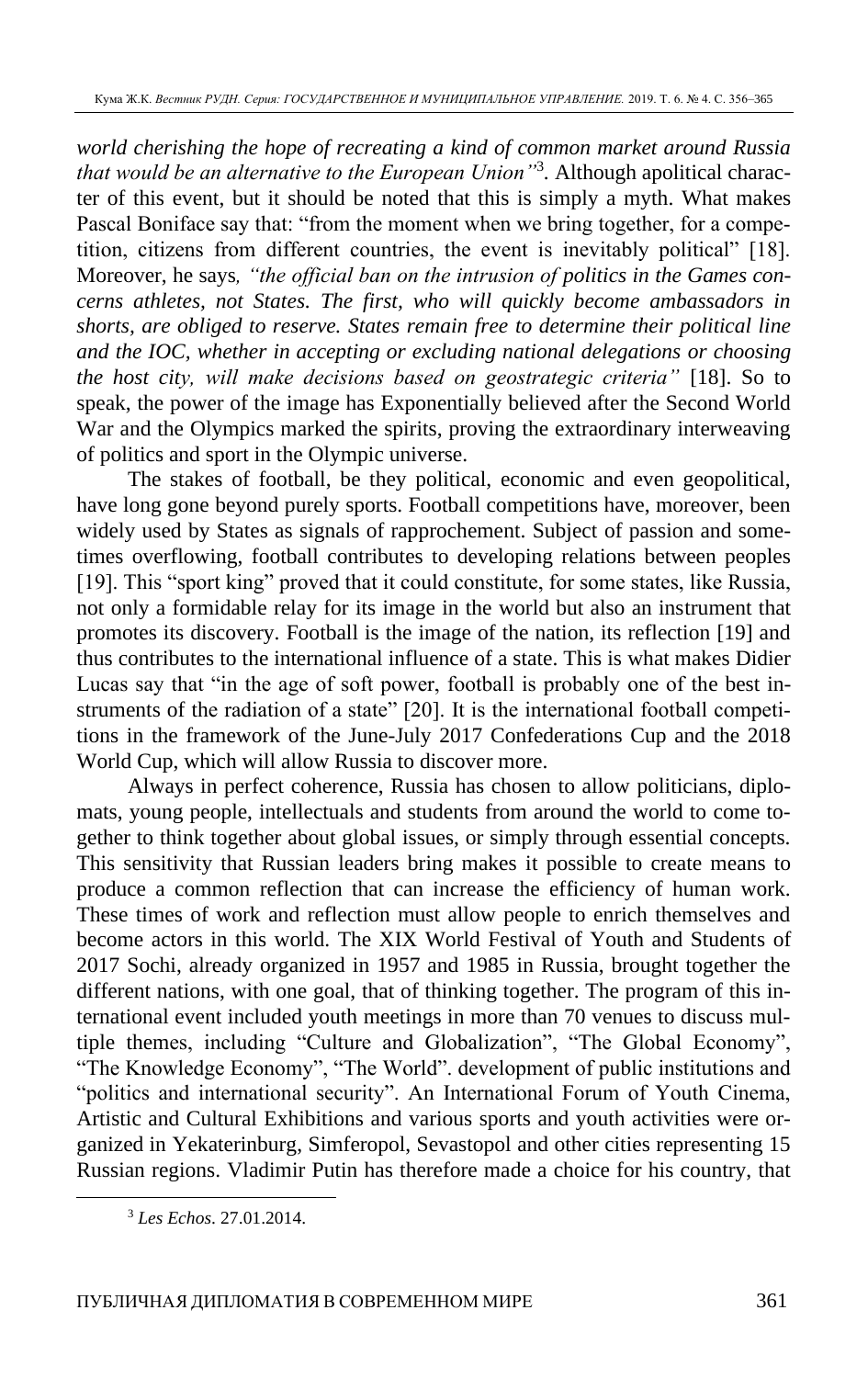*world cherishing the hope of recreating a kind of common market around Russia that would be an alternative to the European Union"*[3]. Although apolitical character of this event, but it should be noted that this is simply a myth. What makes Pascal Boniface say that: "from the moment when we bring together, for a competition, citizens from different countries, the event is inevitably political" [18]. Moreover, he says*, "the official ban on the intrusion of politics in the Games concerns athletes, not States. The first, who will quickly become ambassadors in shorts, are obliged to reserve. States remain free to determine their political line and the IOC, whether in accepting or excluding national delegations or choosing the host city, will make decisions based on geostrategic criteria"* [18]. So to speak, the power of the image has Exponentially believed after the Second World War and the Olympics marked the spirits, proving the extraordinary interweaving of politics and sport in the Olympic universe.

The stakes of football, be they political, economic and even geopolitical, have long gone beyond purely sports. Football competitions have, moreover, been widely used by States as signals of rapprochement. Subject of passion and sometimes overflowing, football contributes to developing relations between peoples [19]. This "sport king" proved that it could constitute, for some states, like Russia, not only a formidable relay for its image in the world but also an instrument that promotes its discovery. Football is the image of the nation, its reflection [19] and thus contributes to the international influence of a state. This is what makes Didier Lucas say that "in the age of soft power, football is probably one of the best instruments of the radiation of a state" [20]. It is the international football competitions in the framework of the June-July 2017 Confederations Cup and the 2018 World Cup, which will allow Russia to discover more.

Always in perfect coherence, Russia has chosen to allow politicians, diplomats, young people, intellectuals and students from around the world to come together to think together about global issues, or simply through essential concepts. This sensitivity that Russian leaders bring makes it possible to create means to produce a common reflection that can increase the efficiency of human work. These times of work and reflection must allow people to enrich themselves and become actors in this world. The XIX World Festival of Youth and Students of 2017 Sochi, already organized in 1957 and 1985 in Russia, brought together the different nations, with one goal, that of thinking together. The program of this international event included youth meetings in more than 70 venues to discuss multiple themes, including "Culture and Globalization", "The Global Economy", "The Knowledge Economy", "The World". development of public institutions and "politics and international security". An International Forum of Youth Cinema, Artistic and Cultural Exhibitions and various sports and youth activities were organized in Yekaterinburg, Simferopol, Sevastopol and other cities representing 15 Russian regions. Vladimir Putin has therefore made a choice for his country, that

[3] *Les Echos*. 27.01.2014.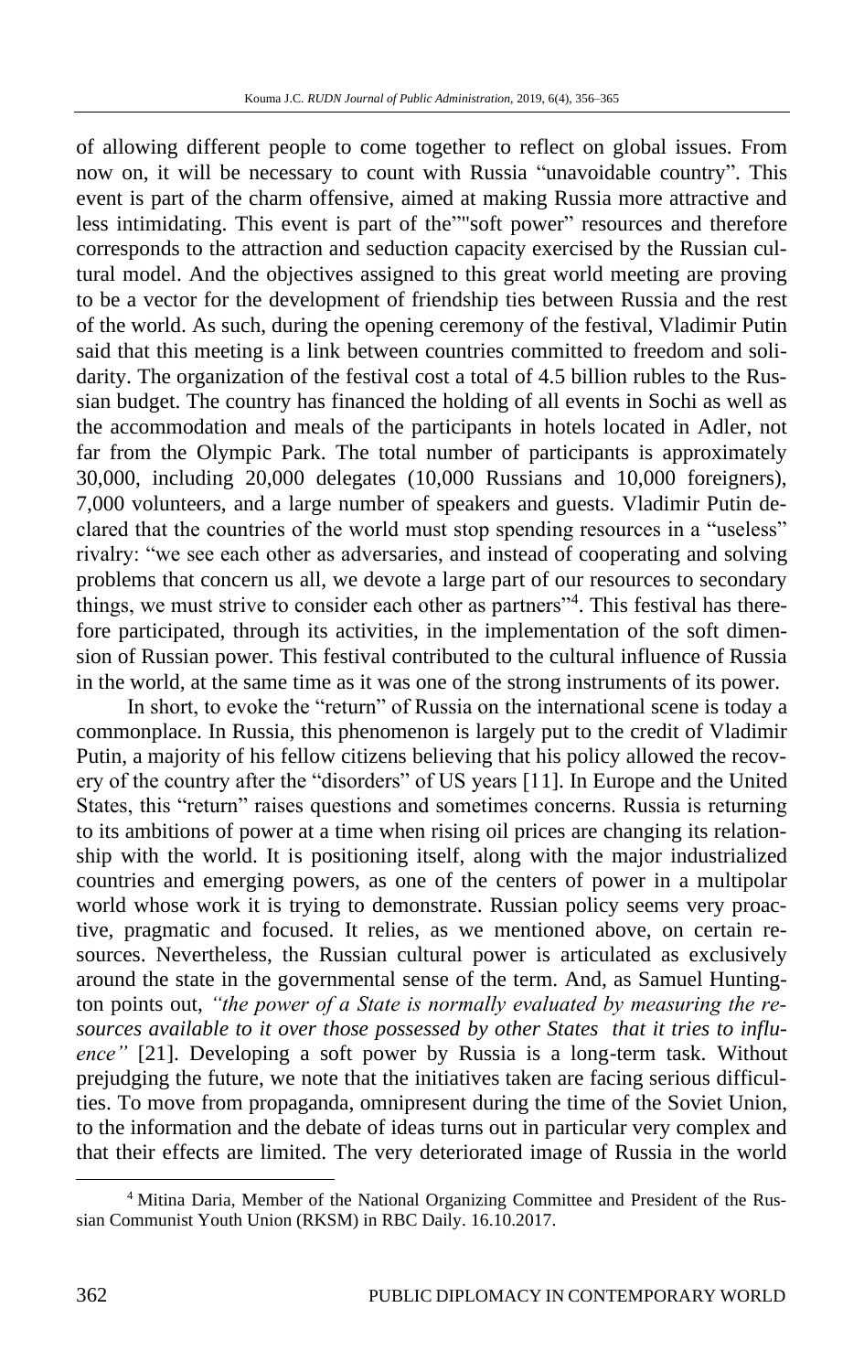of allowing different people to come together to reflect on global issues. From now on, it will be necessary to count with Russia "unavoidable country". This event is part of the charm offensive, aimed at making Russia more attractive and less intimidating. This event is part of the""soft power" resources and therefore corresponds to the attraction and seduction capacity exercised by the Russian cultural model. And the objectives assigned to this great world meeting are proving to be a vector for the development of friendship ties between Russia and the rest of the world. As such, during the opening ceremony of the festival, Vladimir Putin said that this meeting is a link between countries committed to freedom and solidarity. The organization of the festival cost a total of 4.5 billion rubles to the Russian budget. The country has financed the holding of all events in Sochi as well as the accommodation and meals of the participants in hotels located in Adler, not far from the Olympic Park. The total number of participants is approximately 30,000, including 20,000 delegates (10,000 Russians and 10,000 foreigners), 7,000 volunteers, and a large number of speakers and guests. Vladimir Putin declared that the countries of the world must stop spending resources in a "useless" rivalry: "we see each other as adversaries, and instead of cooperating and solving problems that concern us all, we devote a large part of our resources to secondary things, we must strive to consider each other as partners"[4]. This festival has therefore participated, through its activities, in the implementation of the soft dimension of Russian power. This festival contributed to the cultural influence of Russia in the world, at the same time as it was one of the strong instruments of its power.

In short, to evoke the "return" of Russia on the international scene is today a commonplace. In Russia, this phenomenon is largely put to the credit of Vladimir Putin, a majority of his fellow citizens believing that his policy allowed the recovery of the country after the "disorders" of US years [11]. In Europe and the United States, this "return" raises questions and sometimes concerns. Russia is returning to its ambitions of power at a time when rising oil prices are changing its relationship with the world. It is positioning itself, along with the major industrialized countries and emerging powers, as one of the centers of power in a multipolar world whose work it is trying to demonstrate. Russian policy seems very proactive, pragmatic and focused. It relies, as we mentioned above, on certain resources. Nevertheless, the Russian cultural power is articulated as exclusively around the state in the governmental sense of the term. And, as Samuel Huntington points out, *"the power of a State is normally evaluated by measuring the resources available to it over those possessed by other States that it tries to influence"* [21]. Developing a soft power by Russia is a long-term task. Without prejudging the future, we note that the initiatives taken are facing serious difficulties. To move from propaganda, omnipresent during the time of the Soviet Union, to the information and the debate of ideas turns out in particular very complex and that their effects are limited. The very deteriorated image of Russia in the world

[4] Mitina Daria, Member of the National Organizing Committee and President of the Russian Communist Youth Union (RKSM) in RBC Daily. 16.10.2017.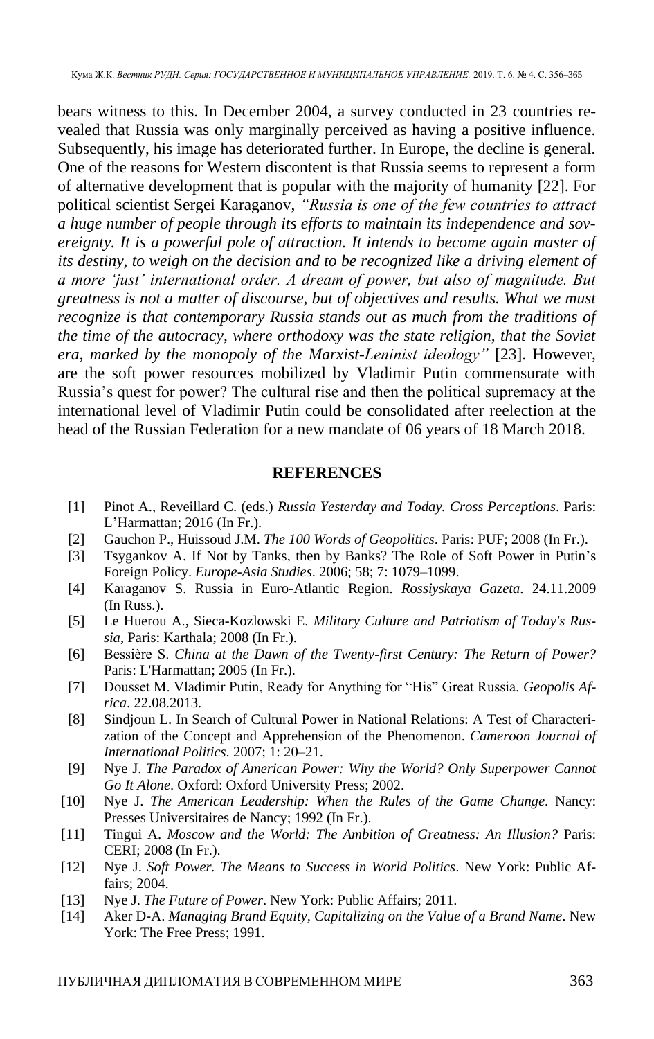bears witness to this. In December 2004, a survey conducted in 23 countries revealed that Russia was only marginally perceived as having a positive influence. Subsequently, his image has deteriorated further. In Europe, the decline is general. One of the reasons for Western discontent is that Russia seems to represent a form of alternative development that is popular with the majority of humanity [22]. For political scientist Sergei Karaganov, *"Russia is one of the few countries to attract a huge number of people through its efforts to maintain its independence and sovereignty. It is a powerful pole of attraction. It intends to become again master of its destiny, to weigh on the decision and to be recognized like a driving element of a more 'just' international order. A dream of power, but also of magnitude. But greatness is not a matter of discourse, but of objectives and results. What we must recognize is that contemporary Russia stands out as much from the traditions of the time of the autocracy, where orthodoxy was the state religion, that the Soviet era, marked by the monopoly of the Marxist-Leninist ideology"* [23]. However, are the soft power resources mobilized by Vladimir Putin commensurate with Russia's quest for power? The cultural rise and then the political supremacy at the international level of Vladimir Putin could be consolidated after reelection at the head of the Russian Federation for a new mandate of 06 years of 18 March 2018.

## REFERENCES

[1] Pinot A., Reveillard C. (eds.) *Russia Yesterday and Today. Cross Perceptions*. Paris: L'Harmattan; 2016 (In Fr.).

[2] Gauchon P., Huissoud J.M. *The 100 Words of Geopolitics*. Paris: PUF; 2008 (In Fr.).

[3] Tsygankov A. If Not by Tanks, then by Banks? The Role of Soft Power in Putin's Foreign Policy. *Europe-Asia Studies*. 2006; 58; 7: 1079–1099.

[4] Karaganov S. Russia in Euro-Atlantic Region. *Rossiyskaya Gazeta*. 24.11.2009 (In Russ.).

[5] Le Huerou A., Sieca-Kozlowski E. *Military Culture and Patriotism of Today's Russia*, Paris: Karthala; 2008 (In Fr.).

[6] Bessière S. *China at the Dawn of the Twenty-first Century: The Return of Power?* Paris: L'Harmattan; 2005 (In Fr.).

[7] Dousset M. Vladimir Putin, Ready for Anything for "His" Great Russia. *Geopolis Africa*. 22.08.2013.

[8] Sindjoun L. In Search of Cultural Power in National Relations: A Test of Characterization of the Concept and Apprehension of the Phenomenon. *Cameroon Journal of International Politics*. 2007; 1: 20–21.

[9] Nye J. *The Paradox of American Power: Why the World? Only Superpower Cannot Go It Alone*. Oxford: Oxford University Press; 2002.

[10] Nye J. *The American Leadership: When the Rules of the Game Change*. Nancy: Presses Universitaires de Nancy; 1992 (In Fr.).

[11] Tingui A. *Moscow and the World: The Ambition of Greatness: An Illusion?* Paris: CERI; 2008 (In Fr.).

[12] Nye J. *Soft Power. The Means to Success in World Politics*. New York: Public Affairs; 2004.

[13] Nye J. *The Future of Power*. New York: Public Affairs; 2011.

[14] Aker D-A. *Managing Brand Equity, Capitalizing on the Value of a Brand Name*. New York: The Free Press; 1991.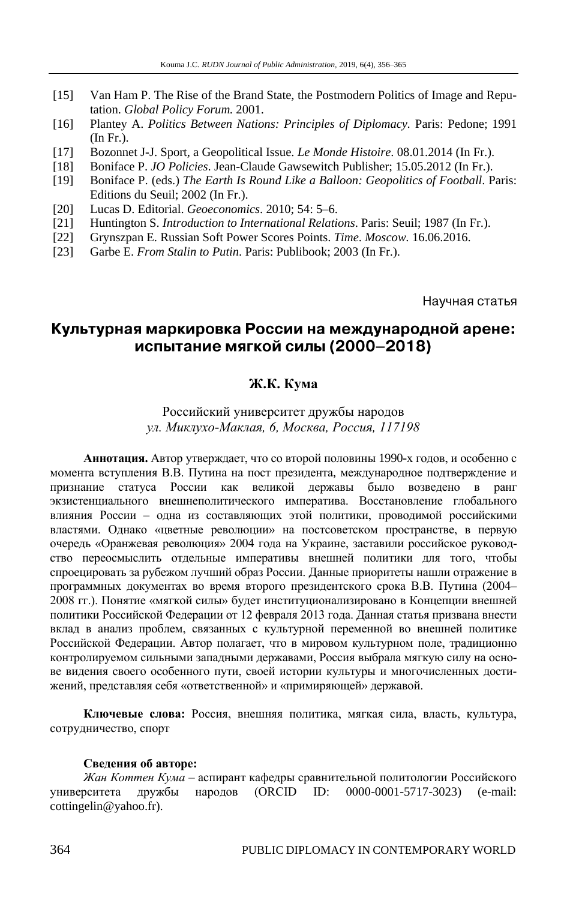[15] Van Ham P. The Rise of the Brand State, the Postmodern Politics of Image and Reputation. *Global Policy Forum.* 2001.

[16] Plantey A. *Politics Between Nations: Principles of Diplomacy*. Paris: Pedone; 1991 (In Fr.).

[17] Bozonnet J-J. Sport, a Geopolitical Issue. *Le Monde Histoire*. 08.01.2014 (In Fr.).

[18] Boniface P. *JO Policies*. Jean-Claude Gawsewitch Publisher; 15.05.2012 (In Fr.).

[19] Boniface P. (eds.) *The Earth Is Round Like a Balloon: Geopolitics of Football*. Paris: Editions du Seuil; 2002 (In Fr.).

[20] Lucas D. Editorial. *Geoeconomics*. 2010; 54: 5–6.

[21] Huntington S. *Introduction to International Relations*. Paris: Seuil; 1987 (In Fr.).

[22] Grynszpan E. Russian Soft Power Scores Points. *Time*. *Moscow.* 16.06.2016.

[23] Garbe E. *From Stalin to Putin*. Paris: Publibook; 2003 (In Fr.).

Научная статья

# Культурная маркировка России на международной арене: испытание мягкой силы (2000–2018)

**Ж.К. Кума**

Российский университет дружбы народов
*ул. Миклухо-Маклая, 6, Москва, Россия, 117198*

**Аннотация.** Автор утверждает, что со второй половины 1990-х годов, и особенно с момента вступления В.В. Путина на пост президента, международное подтверждение и признание статуса России как великой державы было возведено в ранг экзистенциального внешнеполитического императива. Восстановление глобального влияния России – одна из составляющих этой политики, проводимой российскими властями. Однако «цветные революции» на постсоветском пространстве, в первую очередь «Оранжевая революция» 2004 года на Украине, заставили российское руководство переосмыслить отдельные императивы внешней политики для того, чтобы спроецировать за рубежом лучший образ России. Данные приоритеты нашли отражение в программных документах во время второго президентского срока В.В. Путина (2004–2008 гг.). Понятие «мягкой силы» будет институционализировано в Концепции внешней политики Российской Федерации от 12 февраля 2013 года. Данная статья призвана внести вклад в анализ проблем, связанных с культурной переменной во внешней политике Российской Федерации. Автор полагает, что в мировом культурном поле, традиционно контролируемом сильными западными державами, Россия выбрала мягкую силу на основе видения своего особенного пути, своей истории культуры и многочисленных достижений, представляя себя «ответственной» и «примиряющей» державой.

**Ключевые слова:** Россия, внешняя политика, мягкая сила, власть, культура, сотрудничество, спорт

**Сведения об авторе:**

*Жан Коттен Кума* – аспирант кафедры сравнительной политологии Российского университета дружбы народов (ORCID ID: 0000-0001-5717-3023) (e-mail: cottingelin@yahoo.fr).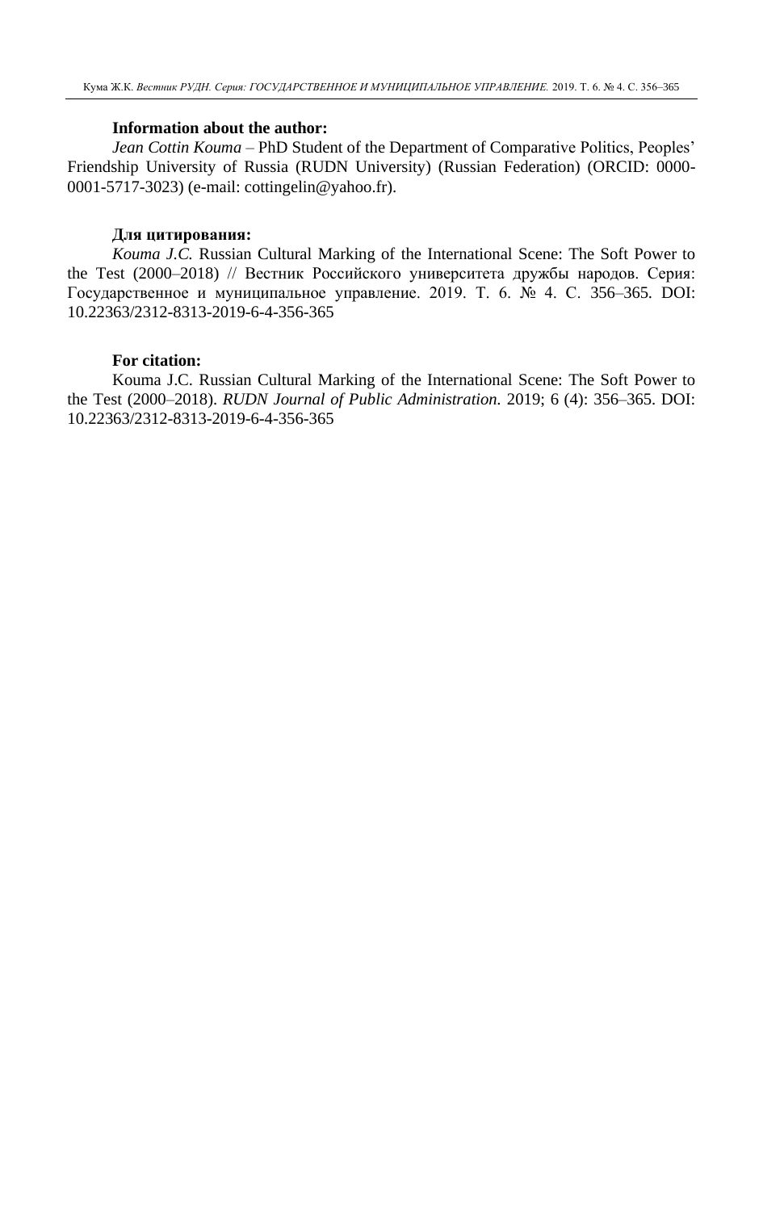**Information about the author:**

*Jean Cottin Kouma* – PhD Student of the Department of Comparative Politics, Peoples' Friendship University of Russia (RUDN University) (Russian Federation) (ORCID: 0000-0001-5717-3023) (e-mail: cottingelin@yahoo.fr).

**Для цитирования:**

*Kouma J.C.* Russian Cultural Marking of the International Scene: The Soft Power to the Test (2000–2018) // Вестник Российского университета дружбы народов. Серия: Государственное и муниципальное управление. 2019. Т. 6. № 4. С. 356–365. DOI: 10.22363/2312-8313-2019-6-4-356-365

**For citation:**

Kouma J.C. Russian Cultural Marking of the International Scene: The Soft Power to the Test (2000–2018). *RUDN Journal of Public Administration.* 2019; 6 (4): 356–365. DOI: 10.22363/2312-8313-2019-6-4-356-365